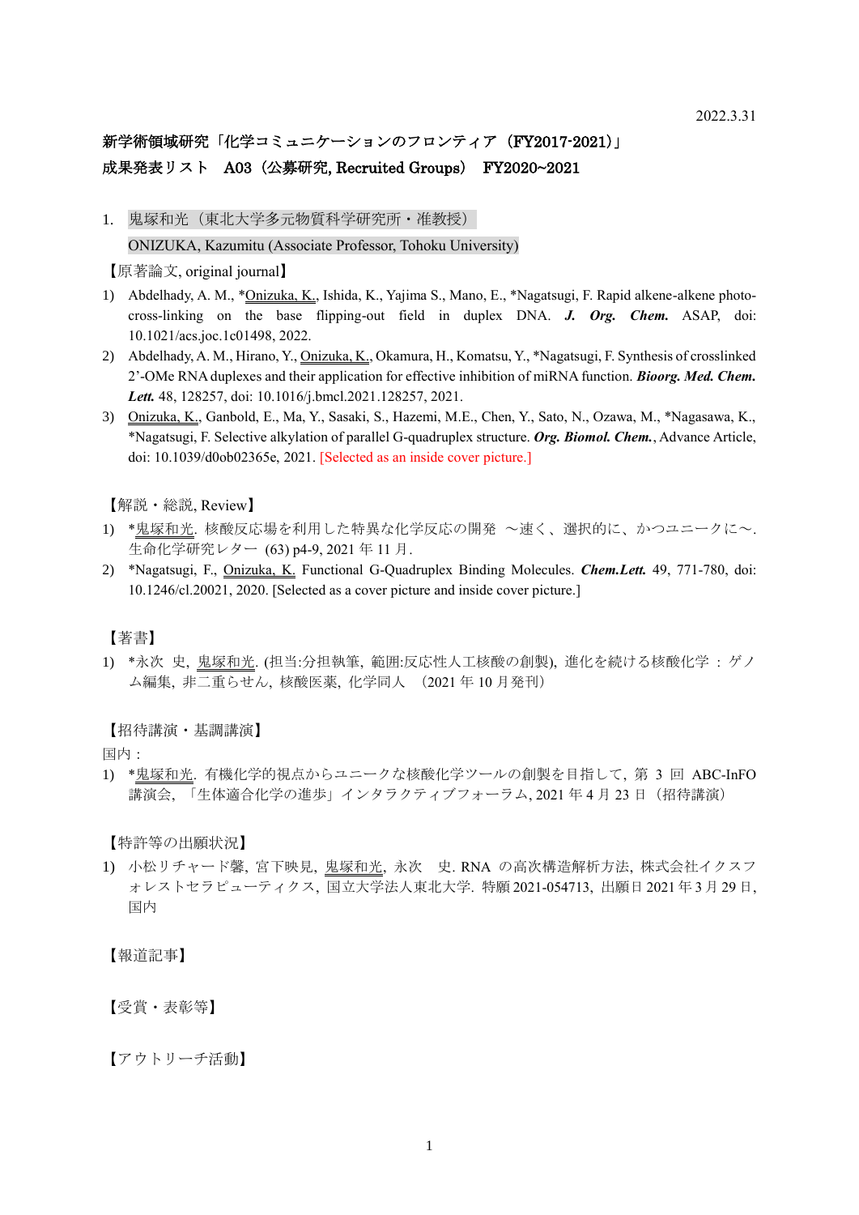2022.3.31

# 新学術領域研究「化学コミュニケーションのフロンティア（FY2017-2021）」
# 成果発表リスト　A03（公募研究, Recruited Groups）　FY2020~2021

## 1. 鬼塚和光（東北大学多元物質科学研究所・准教授）
ONIZUKA, Kazumitu (Associate Professor, Tohoku University)

【原著論文, original journal】

1) Abdelhady, A. M., *Onizuka, K., Ishida, K., Yajima S., Mano, E., *Nagatsugi, F. Rapid alkene-alkene photo-cross-linking on the base flipping-out field in duplex DNA. ***J. Org. Chem.*** ASAP, doi: 10.1021/acs.joc.1c01498, 2022.
2) Abdelhady, A. M., Hirano, Y., Onizuka, K., Okamura, H., Komatsu, Y., *Nagatsugi, F. Synthesis of crosslinked 2'-OMe RNA duplexes and their application for effective inhibition of miRNA function. ***Bioorg. Med. Chem. Lett.*** 48, 128257, doi: 10.1016/j.bmcl.2021.128257, 2021.
3) Onizuka, K., Ganbold, E., Ma, Y., Sasaki, S., Hazemi, M.E., Chen, Y., Sato, N., Ozawa, M., *Nagasawa, K., *Nagatsugi, F. Selective alkylation of parallel G-quadruplex structure. ***Org. Biomol. Chem.***, Advance Article, doi: 10.1039/d0ob02365e, 2021. [Selected as an inside cover picture.]

【解説・総説, Review】

1) *鬼塚和光. 核酸反応場を利用した特異な化学反応の開発 ～速く、選択的に、かつユニークに～. 生命化学研究レター (63) p4-9, 2021 年 11 月.
2) *Nagatsugi, F., Onizuka, K. Functional G-Quadruplex Binding Molecules. ***Chem.Lett.*** 49, 771-780, doi: 10.1246/cl.20021, 2020. [Selected as a cover picture and inside cover picture.]

【著書】

1) *永次 史, 鬼塚和光. (担当:分担執筆, 範囲:反応性人工核酸の創製), 進化を続ける核酸化学 : ゲノム編集, 非二重らせん, 核酸医薬, 化学同人 （2021 年 10 月発刊）

【招待講演・基調講演】

国内：

1) *鬼塚和光. 有機化学的視点からユニークな核酸化学ツールの創製を目指して, 第 3 回 ABC-InFO 講演会, 「生体適合化学の進歩」インタラクティブフォーラム, 2021 年 4 月 23 日（招待講演）

【特許等の出願状況】

1) 小松リチャード馨, 宮下映見, 鬼塚和光, 永次　史. RNA の高次構造解析方法, 株式会社イクスフォレストセラピューティクス, 国立大学法人東北大学. 特願 2021-054713, 出願日 2021 年 3 月 29 日, 国内

【報道記事】

【受賞・表彰等】

【アウトリーチ活動】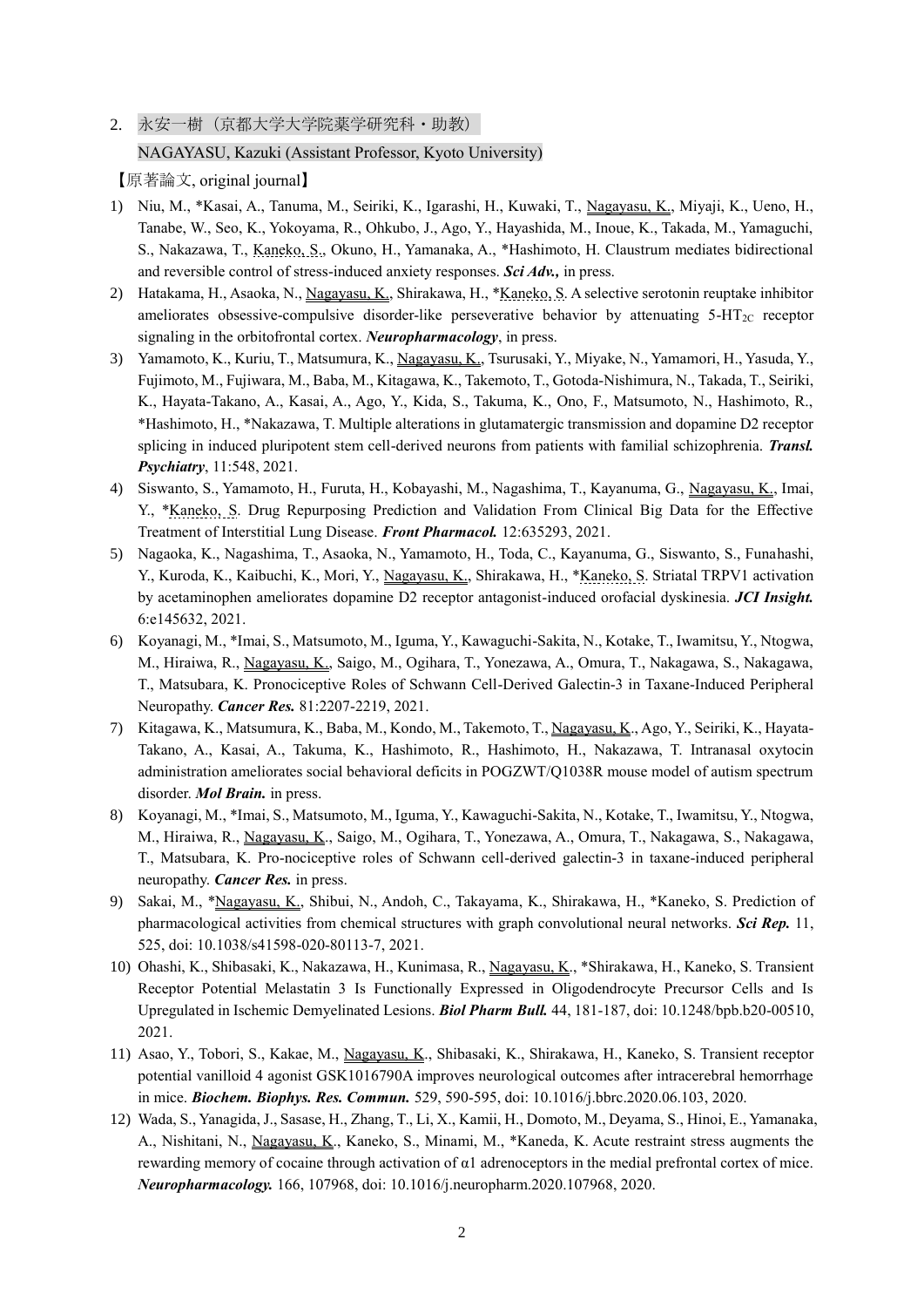2. 永安一樹（京都大学大学院薬学研究科・助教）

NAGAYASU, Kazuki (Assistant Professor, Kyoto University)

【原著論文, original journal】

1) Niu, M., *Kasai, A., Tanuma, M., Seiriki, K., Igarashi, H., Kuwaki, T., Nagayasu, K., Miyaji, K., Ueno, H., Tanabe, W., Seo, K., Yokoyama, R., Ohkubo, J., Ago, Y., Hayashida, M., Inoue, K., Takada, M., Yamaguchi, S., Nakazawa, T., Kaneko, S., Okuno, H., Yamanaka, A., *Hashimoto, H. Claustrum mediates bidirectional and reversible control of stress-induced anxiety responses. ***Sci Adv.,*** in press.
2) Hatakama, H., Asaoka, N., Nagayasu, K., Shirakawa, H., *Kaneko, S. A selective serotonin reuptake inhibitor ameliorates obsessive-compulsive disorder-like perseverative behavior by attenuating 5-$HT_{2C}$ receptor signaling in the orbitofrontal cortex. ***Neuropharmacology***, in press.
3) Yamamoto, K., Kuriu, T., Matsumura, K., Nagayasu, K., Tsurusaki, Y., Miyake, N., Yamamori, H., Yasuda, Y., Fujimoto, M., Fujiwara, M., Baba, M., Kitagawa, K., Takemoto, T., Gotoda-Nishimura, N., Takada, T., Seiriki, K., Hayata-Takano, A., Kasai, A., Ago, Y., Kida, S., Takuma, K., Ono, F., Matsumoto, N., Hashimoto, R., *Hashimoto, H., *Nakazawa, T. Multiple alterations in glutamatergic transmission and dopamine D2 receptor splicing in induced pluripotent stem cell-derived neurons from patients with familial schizophrenia. ***Transl. Psychiatry***, 11:548, 2021.
4) Siswanto, S., Yamamoto, H., Furuta, H., Kobayashi, M., Nagashima, T., Kayanuma, G., Nagayasu, K., Imai, Y., *Kaneko, S. Drug Repurposing Prediction and Validation From Clinical Big Data for the Effective Treatment of Interstitial Lung Disease. ***Front Pharmacol.*** 12:635293, 2021.
5) Nagaoka, K., Nagashima, T., Asaoka, N., Yamamoto, H., Toda, C., Kayanuma, G., Siswanto, S., Funahashi, Y., Kuroda, K., Kaibuchi, K., Mori, Y., Nagayasu, K., Shirakawa, H., *Kaneko, S. Striatal TRPV1 activation by acetaminophen ameliorates dopamine D2 receptor antagonist-induced orofacial dyskinesia. ***JCI Insight.*** 6:e145632, 2021.
6) Koyanagi, M., *Imai, S., Matsumoto, M., Iguma, Y., Kawaguchi-Sakita, N., Kotake, T., Iwamitsu, Y., Ntogwa, M., Hiraiwa, R., Nagayasu, K., Saigo, M., Ogihara, T., Yonezawa, A., Omura, T., Nakagawa, S., Nakagawa, T., Matsubara, K. Pronociceptive Roles of Schwann Cell-Derived Galectin-3 in Taxane-Induced Peripheral Neuropathy. ***Cancer Res.*** 81:2207-2219, 2021.
7) Kitagawa, K., Matsumura, K., Baba, M., Kondo, M., Takemoto, T., Nagayasu, K., Ago, Y., Seiriki, K., Hayata-Takano, A., Kasai, A., Takuma, K., Hashimoto, R., Hashimoto, H., Nakazawa, T. Intranasal oxytocin administration ameliorates social behavioral deficits in POGZWT/Q1038R mouse model of autism spectrum disorder. ***Mol Brain.*** in press.
8) Koyanagi, M., *Imai, S., Matsumoto, M., Iguma, Y., Kawaguchi-Sakita, N., Kotake, T., Iwamitsu, Y., Ntogwa, M., Hiraiwa, R., Nagayasu, K., Saigo, M., Ogihara, T., Yonezawa, A., Omura, T., Nakagawa, S., Nakagawa, T., Matsubara, K. Pro-nociceptive roles of Schwann cell-derived galectin-3 in taxane-induced peripheral neuropathy. ***Cancer Res.*** in press.
9) Sakai, M., *Nagayasu, K., Shibui, N., Andoh, C., Takayama, K., Shirakawa, H., *Kaneko, S. Prediction of pharmacological activities from chemical structures with graph convolutional neural networks. ***Sci Rep.*** 11, 525, doi: 10.1038/s41598-020-80113-7, 2021.
10) Ohashi, K., Shibasaki, K., Nakazawa, H., Kunimasa, R., Nagayasu, K., *Shirakawa, H., Kaneko, S. Transient Receptor Potential Melastatin 3 Is Functionally Expressed in Oligodendrocyte Precursor Cells and Is Upregulated in Ischemic Demyelinated Lesions. ***Biol Pharm Bull.*** 44, 181-187, doi: 10.1248/bpb.b20-00510, 2021.
11) Asao, Y., Tobori, S., Kakae, M., Nagayasu, K., Shibasaki, K., Shirakawa, H., Kaneko, S. Transient receptor potential vanilloid 4 agonist GSK1016790A improves neurological outcomes after intracerebral hemorrhage in mice. ***Biochem. Biophys. Res. Commun.*** 529, 590-595, doi: 10.1016/j.bbrc.2020.06.103, 2020.
12) Wada, S., Yanagida, J., Sasase, H., Zhang, T., Li, X., Kamii, H., Domoto, M., Deyama, S., Hinoi, E., Yamanaka, A., Nishitani, N., Nagayasu, K., Kaneko, S., Minami, M., *Kaneda, K. Acute restraint stress augments the rewarding memory of cocaine through activation of α1 adrenoceptors in the medial prefrontal cortex of mice. ***Neuropharmacology.*** 166, 107968, doi: 10.1016/j.neuropharm.2020.107968, 2020.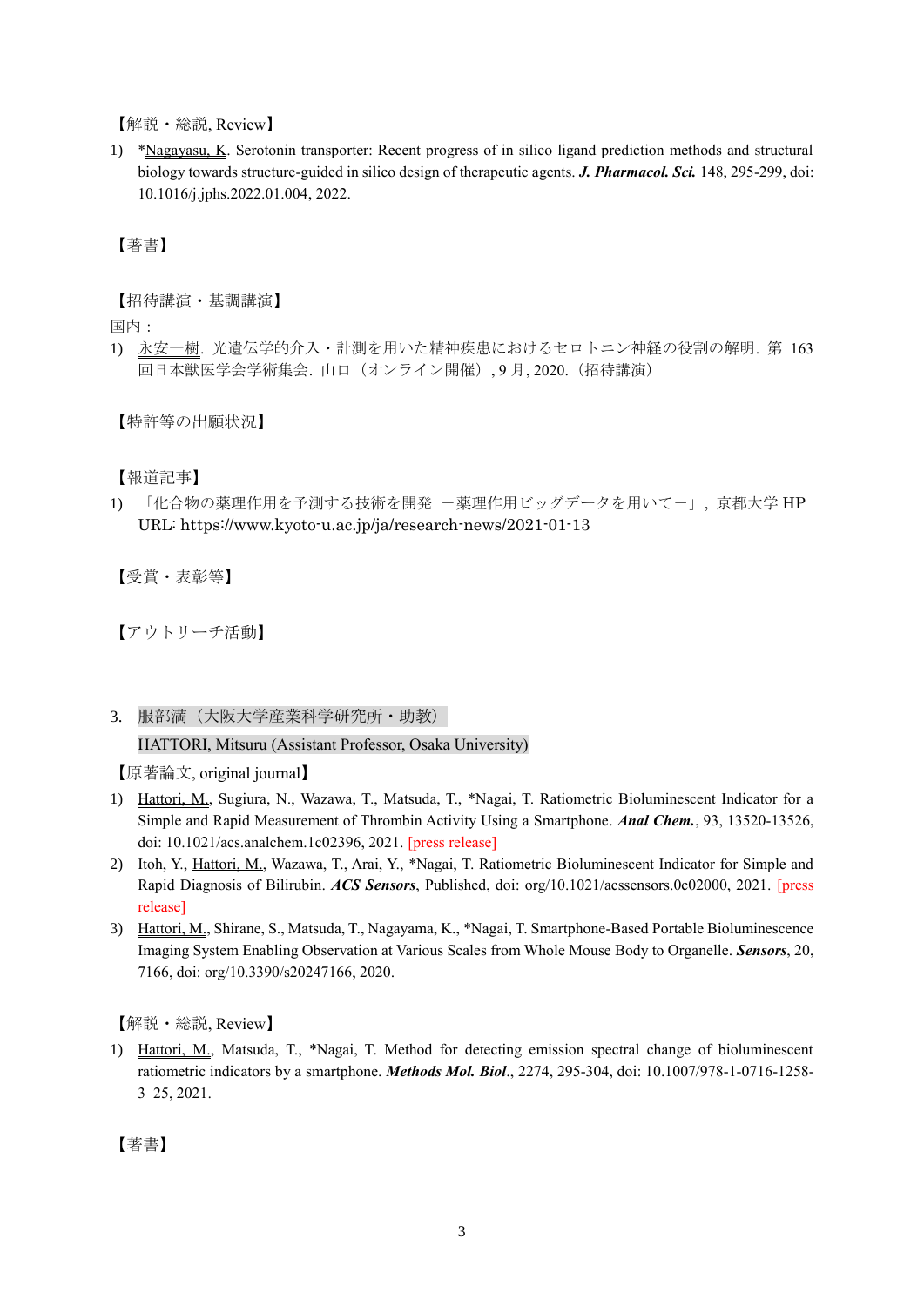【解説・総説, Review】

1) *Nagayasu, K. Serotonin transporter: Recent progress of in silico ligand prediction methods and structural biology towards structure-guided in silico design of therapeutic agents. ***J. Pharmacol. Sci.*** 148, 295-299, doi: 10.1016/j.jphs.2022.01.004, 2022.

【著書】

【招待講演・基調講演】

国内：

1) 永安一樹. 光遺伝学的介入・計測を用いた精神疾患におけるセロトニン神経の役割の解明. 第 163 回日本獣医学会学術集会. 山口（オンライン開催）, 9 月, 2020.（招待講演）

【特許等の出願状況】

【報道記事】

1) 「化合物の薬理作用を予測する技術を開発 ー薬理作用ビッグデータを用いてー」, 京都大学 HP URL: https://www.kyoto-u.ac.jp/ja/research-news/2021-01-13

【受賞・表彰等】

【アウトリーチ活動】

3. 服部満（大阪大学産業科学研究所・助教）
HATTORI, Mitsuru (Assistant Professor, Osaka University)

【原著論文, original journal】

1) Hattori, M., Sugiura, N., Wazawa, T., Matsuda, T., *Nagai, T. Ratiometric Bioluminescent Indicator for a Simple and Rapid Measurement of Thrombin Activity Using a Smartphone. ***Anal Chem.***, 93, 13520-13526, doi: 10.1021/acs.analchem.1c02396, 2021. [press release]
2) Itoh, Y., Hattori, M., Wazawa, T., Arai, Y., *Nagai, T. Ratiometric Bioluminescent Indicator for Simple and Rapid Diagnosis of Bilirubin. ***ACS Sensors***, Published, doi: org/10.1021/acssensors.0c02000, 2021. [press release]
3) Hattori, M., Shirane, S., Matsuda, T., Nagayama, K., *Nagai, T. Smartphone-Based Portable Bioluminescence Imaging System Enabling Observation at Various Scales from Whole Mouse Body to Organelle. ***Sensors***, 20, 7166, doi: org/10.3390/s20247166, 2020.

【解説・総説, Review】

1) Hattori, M., Matsuda, T., *Nagai, T. Method for detecting emission spectral change of bioluminescent ratiometric indicators by a smartphone. ***Methods Mol. Biol***., 2274, 295-304, doi: 10.1007/978-1-0716-1258-3_25, 2021.

【著書】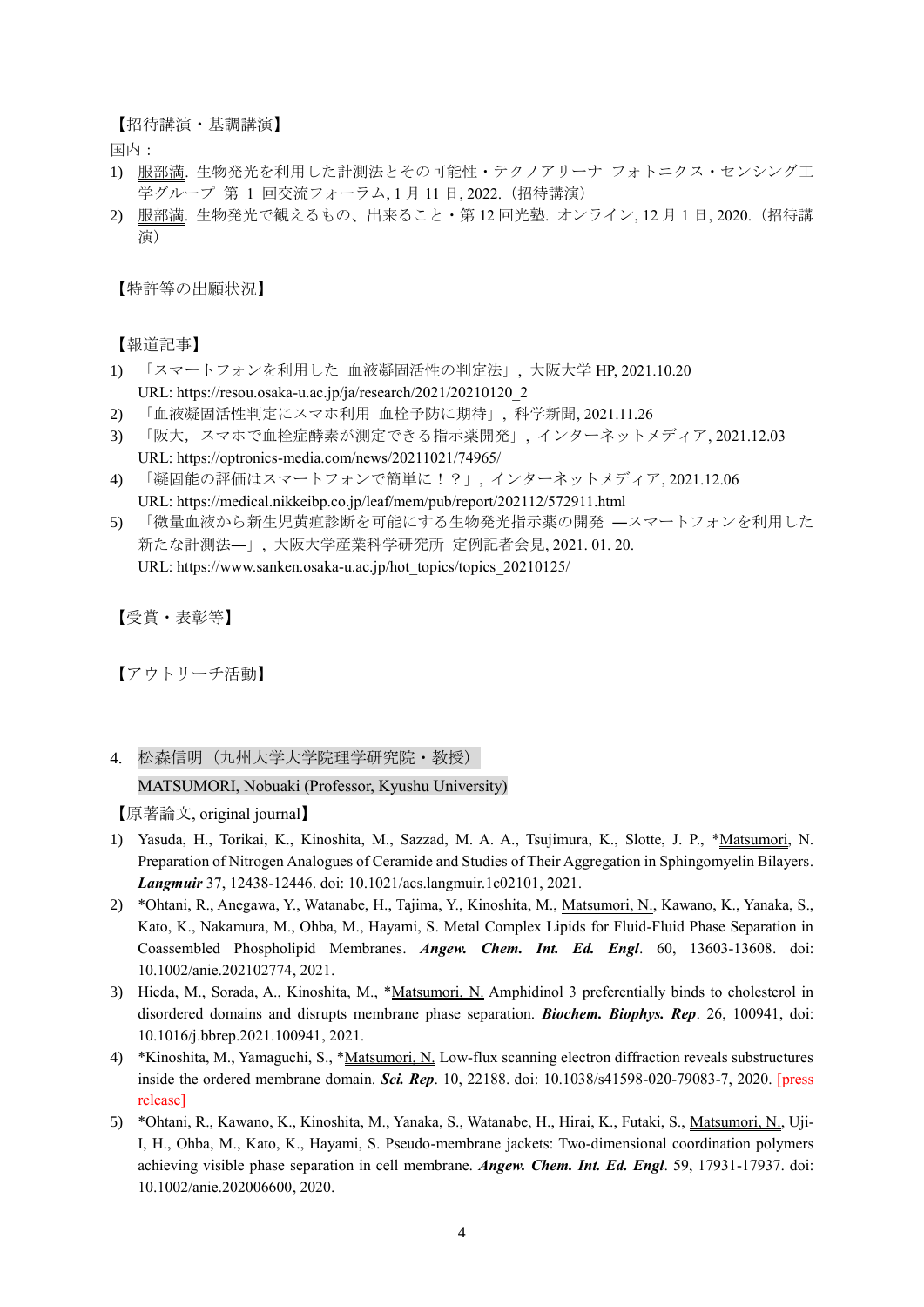【招待講演・基調講演】

国内：

1) 服部満. 生物発光を利用した計測法とその可能性・テクノアリーナ フォトニクス・センシング工学グループ 第 1 回交流フォーラム, 1 月 11 日, 2022.（招待講演）
2) 服部満. 生物発光で観えるもの、出来ること・第 12 回光塾. オンライン, 12 月 1 日, 2020.（招待講演）

【特許等の出願状況】

【報道記事】

1) 「スマートフォンを利用した 血液凝固活性の判定法」, 大阪大学 HP, 2021.10.20
   URL: https://resou.osaka-u.ac.jp/ja/research/2021/20210120_2
2) 「血液凝固活性判定にスマホ利用 血栓予防に期待」, 科学新聞, 2021.11.26
3) 「阪大，スマホで血栓症酵素が測定できる指示薬開発」, インターネットメディア, 2021.12.03
   URL: https://optronics-media.com/news/20211021/74965/
4) 「凝固能の評価はスマートフォンで簡単に！？」, インターネットメディア, 2021.12.06
   URL: https://medical.nikkeibp.co.jp/leaf/mem/pub/report/202112/572911.html
5) 「微量血液から新生児黄疸診断を可能にする生物発光指示薬の開発 ―スマートフォンを利用した新たな計測法―」, 大阪大学産業科学研究所 定例記者会見, 2021. 01. 20.
   URL: https://www.sanken.osaka-u.ac.jp/hot_topics/topics_20210125/

【受賞・表彰等】

【アウトリーチ活動】

4. 松森信明（九州大学大学院理学研究院・教授）
   MATSUMORI, Nobuaki (Professor, Kyushu University)

【原著論文, original journal】

1) Yasuda, H., Torikai, K., Kinoshita, M., Sazzad, M. A. A., Tsujimura, K., Slotte, J. P., *Matsumori, N. Preparation of Nitrogen Analogues of Ceramide and Studies of Their Aggregation in Sphingomyelin Bilayers. ***Langmuir*** 37, 12438-12446. doi: 10.1021/acs.langmuir.1c02101, 2021.
2) *Ohtani, R., Anegawa, Y., Watanabe, H., Tajima, Y., Kinoshita, M., Matsumori, N., Kawano, K., Yanaka, S., Kato, K., Nakamura, M., Ohba, M., Hayami, S. Metal Complex Lipids for Fluid-Fluid Phase Separation in Coassembled Phospholipid Membranes. ***Angew. Chem. Int. Ed. Engl***. 60, 13603-13608. doi: 10.1002/anie.202102774, 2021.
3) Hieda, M., Sorada, A., Kinoshita, M., *Matsumori, N. Amphidinol 3 preferentially binds to cholesterol in disordered domains and disrupts membrane phase separation. ***Biochem. Biophys. Rep***. 26, 100941, doi: 10.1016/j.bbrep.2021.100941, 2021.
4) *Kinoshita, M., Yamaguchi, S., *Matsumori, N. Low-flux scanning electron diffraction reveals substructures inside the ordered membrane domain. ***Sci. Rep***. 10, 22188. doi: 10.1038/s41598-020-79083-7, 2020. [press release]
5) *Ohtani, R., Kawano, K., Kinoshita, M., Yanaka, S., Watanabe, H., Hirai, K., Futaki, S., Matsumori, N., Uji-I, H., Ohba, M., Kato, K., Hayami, S. Pseudo-membrane jackets: Two-dimensional coordination polymers achieving visible phase separation in cell membrane. ***Angew. Chem. Int. Ed. Engl***. 59, 17931-17937. doi: 10.1002/anie.202006600, 2020.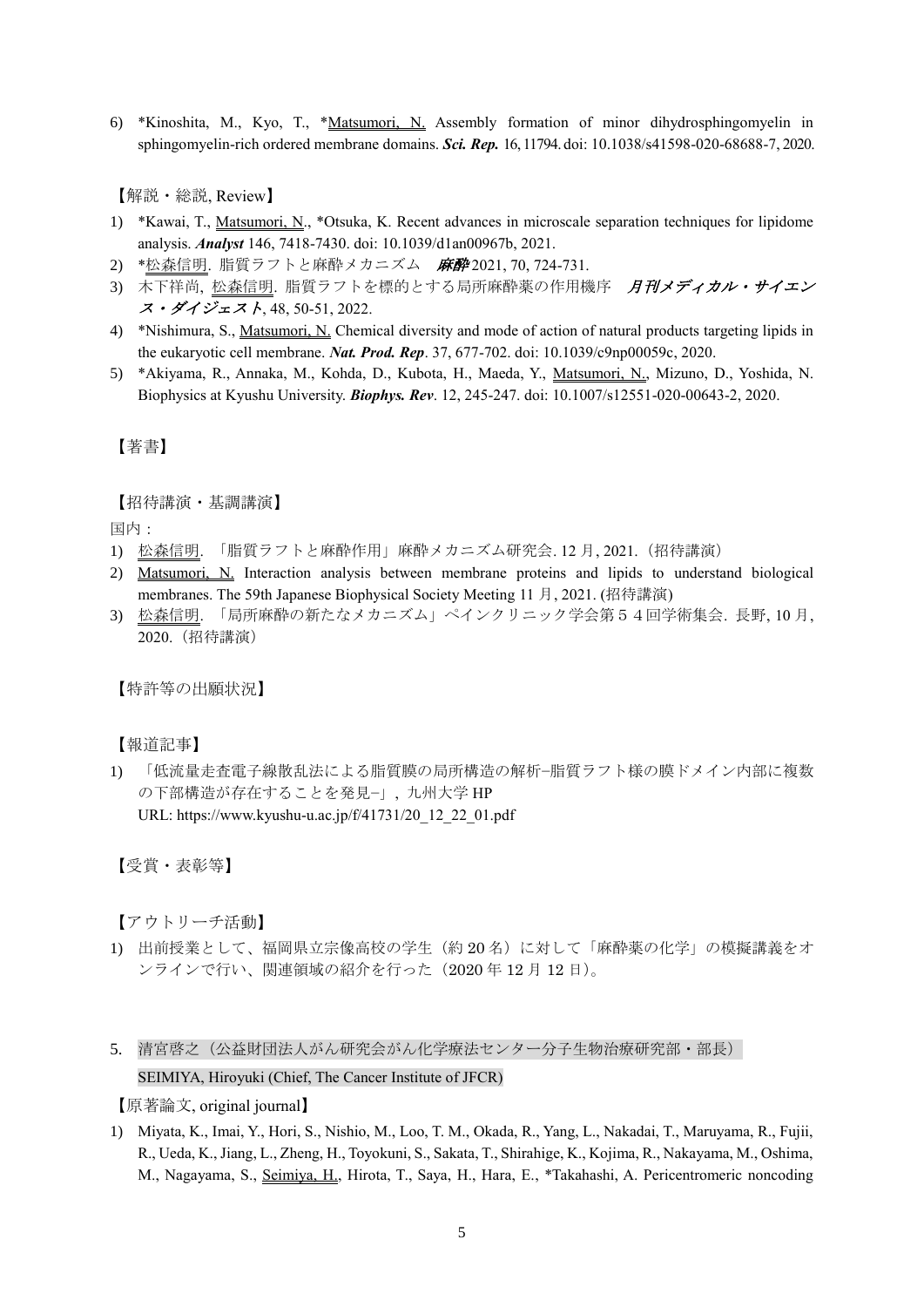6) *Kinoshita, M., Kyo, T., *Matsumori, N. Assembly formation of minor dihydrosphingomyelin in sphingomyelin-rich ordered membrane domains. ***Sci. Rep.*** 16, 11794. doi: 10.1038/s41598-020-68688-7, 2020.

【解説・総説, Review】

1) *Kawai, T., Matsumori, N., *Otsuka, K. Recent advances in microscale separation techniques for lipidome analysis. ***Analyst*** 146, 7418-7430. doi: 10.1039/d1an00967b, 2021.
2) *松森信明. 脂質ラフトと麻酔メカニズム　***麻酔*** 2021, 70, 724-731.
3) 木下祥尚, 松森信明. 脂質ラフトを標的とする局所麻酔薬の作用機序　***月刊メディカル・サイエンス・ダイジェスト***, 48, 50-51, 2022.
4) *Nishimura, S., Matsumori, N. Chemical diversity and mode of action of natural products targeting lipids in the eukaryotic cell membrane. ***Nat. Prod. Rep***. 37, 677-702. doi: 10.1039/c9np00059c, 2020.
5) *Akiyama, R., Annaka, M., Kohda, D., Kubota, H., Maeda, Y., Matsumori, N., Mizuno, D., Yoshida, N. Biophysics at Kyushu University. ***Biophys. Rev***. 12, 245-247. doi: 10.1007/s12551-020-00643-2, 2020.

【著書】

【招待講演・基調講演】

国内：

1) 松森信明. 「脂質ラフトと麻酔作用」麻酔メカニズム研究会. 12 月, 2021.（招待講演）
2) Matsumori, N. Interaction analysis between membrane proteins and lipids to understand biological membranes. The 59th Japanese Biophysical Society Meeting 11 月, 2021. (招待講演)
3) 松森信明. 「局所麻酔の新たなメカニズム」ペインクリニック学会第５４回学術集会. 長野, 10 月, 2020.（招待講演）

【特許等の出願状況】

【報道記事】

1) 「低流量走査電子線散乱法による脂質膜の局所構造の解析−脂質ラフト様の膜ドメイン内部に複数の下部構造が存在することを発見−」, 九州大学 HP
URL: https://www.kyushu-u.ac.jp/f/41731/20_12_22_01.pdf

【受賞・表彰等】

【アウトリーチ活動】

1) 出前授業として、福岡県立宗像高校の学生（約 20 名）に対して「麻酔薬の化学」の模擬講義をオンラインで行い、関連領域の紹介を行った（2020 年 12 月 12 日）。

5. 清宮啓之（公益財団法人がん研究会がん化学療法センター分子生物治療研究部・部長）
SEIMIYA, Hiroyuki (Chief, The Cancer Institute of JFCR)

【原著論文, original journal】

1) Miyata, K., Imai, Y., Hori, S., Nishio, M., Loo, T. M., Okada, R., Yang, L., Nakadai, T., Maruyama, R., Fujii, R., Ueda, K., Jiang, L., Zheng, H., Toyokuni, S., Sakata, T., Shirahige, K., Kojima, R., Nakayama, M., Oshima, M., Nagayama, S., Seimiya, H., Hirota, T., Saya, H., Hara, E., *Takahashi, A. Pericentromeric noncoding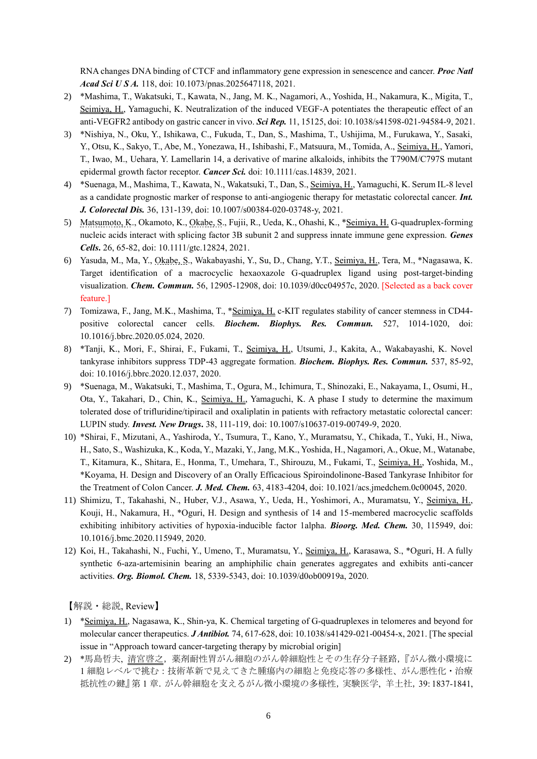RNA changes DNA binding of CTCF and inflammatory gene expression in senescence and cancer. ***Proc Natl Acad Sci U S A.*** 118, doi: 10.1073/pnas.2025647118, 2021.

2) *Mashima, T., Wakatsuki, T., Kawata, N., Jang, M. K., Nagamori, A., Yoshida, H., Nakamura, K., Migita, T., Seimiya, H., Yamaguchi, K. Neutralization of the induced VEGF-A potentiates the therapeutic effect of an anti-VEGFR2 antibody on gastric cancer in vivo. ***Sci Rep.*** 11, 15125, doi: 10.1038/s41598-021-94584-9, 2021.
3) *Nishiya, N., Oku, Y., Ishikawa, C., Fukuda, T., Dan, S., Mashima, T., Ushijima, M., Furukawa, Y., Sasaki, Y., Otsu, K., Sakyo, T., Abe, M., Yonezawa, H., Ishibashi, F., Matsuura, M., Tomida, A., Seimiya, H., Yamori, T., Iwao, M., Uehara, Y. Lamellarin 14, a derivative of marine alkaloids, inhibits the T790M/C797S mutant epidermal growth factor receptor. ***Cancer Sci.*** doi: 10.1111/cas.14839, 2021.
4) *Suenaga, M., Mashima, T., Kawata, N., Wakatsuki, T., Dan, S., Seimiya, H., Yamaguchi, K. Serum IL-8 level as a candidate prognostic marker of response to anti-angiogenic therapy for metastatic colorectal cancer. ***Int. J. Colorectal Dis.*** 36, 131-139, doi: 10.1007/s00384-020-03748-y, 2021.
5) Matsumoto, K., Okamoto, K., Okabe, S., Fujii, R., Ueda, K., Ohashi, K., *Seimiya, H. G-quadruplex-forming nucleic acids interact with splicing factor 3B subunit 2 and suppress innate immune gene expression. ***Genes Cells.*** 26, 65-82, doi: 10.1111/gtc.12824, 2021.
6) Yasuda, M., Ma, Y., Okabe, S., Wakabayashi, Y., Su, D., Chang, Y.T., Seimiya, H., Tera, M., *Nagasawa, K. Target identification of a macrocyclic hexaoxazole G-quadruplex ligand using post-target-binding visualization. ***Chem. Commun.*** 56, 12905-12908, doi: 10.1039/d0cc04957c, 2020. [Selected as a back cover feature.]
7) Tomizawa, F., Jang, M.K., Mashima, T., *Seimiya, H. c-KIT regulates stability of cancer stemness in CD44-positive colorectal cancer cells. ***Biochem. Biophys. Res. Commun.*** 527, 1014-1020, doi: 10.1016/j.bbrc.2020.05.024, 2020.
8) *Tanji, K., Mori, F., Shirai, F., Fukami, T., Seimiya, H., Utsumi, J., Kakita, A., Wakabayashi, K. Novel tankyrase inhibitors suppress TDP-43 aggregate formation. ***Biochem. Biophys. Res. Commun.*** 537, 85-92, doi: 10.1016/j.bbrc.2020.12.037, 2020.
9) *Suenaga, M., Wakatsuki, T., Mashima, T., Ogura, M., Ichimura, T., Shinozaki, E., Nakayama, I., Osumi, H., Ota, Y., Takahari, D., Chin, K., Seimiya, H., Yamaguchi, K. A phase I study to determine the maximum tolerated dose of trifluridine/tipiracil and oxaliplatin in patients with refractory metastatic colorectal cancer: LUPIN study. ***Invest. New Drugs.*** 38, 111-119, doi: 10.1007/s10637-019-00749-9, 2020.
10) *Shirai, F., Mizutani, A., Yashiroda, Y., Tsumura, T., Kano, Y., Muramatsu, Y., Chikada, T., Yuki, H., Niwa, H., Sato, S., Washizuka, K., Koda, Y., Mazaki, Y., Jang, M.K., Yoshida, H., Nagamori, A., Okue, M., Watanabe, T., Kitamura, K., Shitara, E., Honma, T., Umehara, T., Shirouzu, M., Fukami, T., Seimiya, H., Yoshida, M., *Koyama, H. Design and Discovery of an Orally Efficacious Spiroindolinone-Based Tankyrase Inhibitor for the Treatment of Colon Cancer. ***J. Med. Chem.*** 63, 4183-4204, doi: 10.1021/acs.jmedchem.0c00045, 2020.
11) Shimizu, T., Takahashi, N., Huber, V.J., Asawa, Y., Ueda, H., Yoshimori, A., Muramatsu, Y., Seimiya, H., Kouji, H., Nakamura, H., *Oguri, H. Design and synthesis of 14 and 15-membered macrocyclic scaffolds exhibiting inhibitory activities of hypoxia-inducible factor 1alpha. ***Bioorg. Med. Chem.*** 30, 115949, doi: 10.1016/j.bmc.2020.115949, 2020.
12) Koi, H., Takahashi, N., Fuchi, Y., Umeno, T., Muramatsu, Y., Seimiya, H., Karasawa, S., *Oguri, H. A fully synthetic 6-aza-artemisinin bearing an amphiphilic chain generates aggregates and exhibits anti-cancer activities. ***Org. Biomol. Chem.*** 18, 5339-5343, doi: 10.1039/d0ob00919a, 2020.

【解説・総説, Review】

1) *Seimiya, H., Nagasawa, K., Shin-ya, K. Chemical targeting of G-quadruplexes in telomeres and beyond for molecular cancer therapeutics. ***J Antibiot.*** 74, 617-628, doi: 10.1038/s41429-021-00454-x, 2021. [The special issue in "Approach toward cancer-targeting therapy by microbial origin]
2) *馬島哲夫, 清宮啓之, 薬剤耐性胃がん細胞のがん幹細胞性とその生存分子経路,『がん微小環境に1細胞レベルで挑む：技術革新で見えてきた腫瘍内の細胞と免疫応答の多様性、がん悪性化・治療抵抗性の鍵』第1章. がん幹細胞を支えるがん微小環境の多様性, 実験医学, 羊土社, 39: 1837-1841,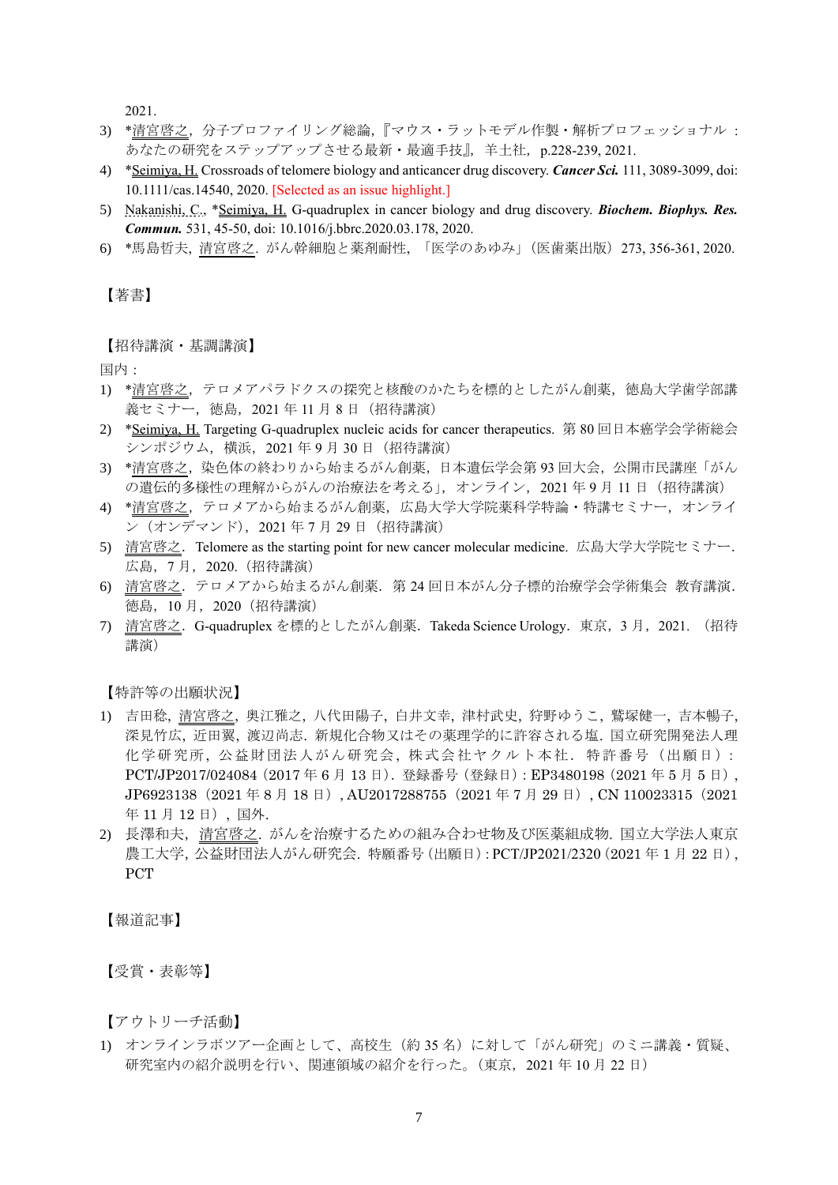2021.

3) *清宮啓之，分子プロファイリング総論，『マウス・ラットモデル作製・解析プロフェッショナル：あなたの研究をステップアップさせる最新・最適手技』，羊土社，p.228-239, 2021.
4) *Seimiya, H. Crossroads of telomere biology and anticancer drug discovery. ***Cancer Sci.*** 111, 3089-3099, doi: 10.1111/cas.14540, 2020. [Selected as an issue highlight.]
5) Nakanishi, C., *Seimiya, H. G-quadruplex in cancer biology and drug discovery. ***Biochem. Biophys. Res. Commun.*** 531, 45-50, doi: 10.1016/j.bbrc.2020.03.178, 2020.
6) *馬島哲夫, 清宮啓之. がん幹細胞と薬剤耐性, 「医学のあゆみ」（医歯薬出版）273, 356-361, 2020.

【著書】

【招待講演・基調講演】

国内：

1) *清宮啓之，テロメアパラドクスの探究と核酸のかたちを標的としたがん創薬，徳島大学歯学部講義セミナー，徳島，2021 年 11 月 8 日（招待講演）
2) *Seimiya, H. Targeting G-quadruplex nucleic acids for cancer therapeutics. 第 80 回日本癌学会学術総会シンポジウム，横浜，2021 年 9 月 30 日（招待講演）
3) *清宮啓之，染色体の終わりから始まるがん創薬，日本遺伝学会第 93 回大会，公開市民講座「がんの遺伝的多様性の理解からがんの治療法を考える」，オンライン，2021 年 9 月 11 日（招待講演）
4) *清宮啓之，テロメアから始まるがん創薬，広島大学大学院薬科学特論・特講セミナー，オンライン（オンデマンド），2021 年 7 月 29 日（招待講演）
5) 清宮啓之．Telomere as the starting point for new cancer molecular medicine. 広島大学大学院セミナー．広島，7 月，2020.（招待講演）
6) 清宮啓之．テロメアから始まるがん創薬．第 24 回日本がん分子標的治療学会学術集会 教育講演．徳島，10 月，2020（招待講演）
7) 清宮啓之．G-quadruplex を標的としたがん創薬．Takeda Science Urology．東京，3 月，2021. （招待講演）

【特許等の出願状況】

1) 吉田稔，清宮啓之，奥江雅之，八代田陽子，白井文幸，津村武史，狩野ゆうこ，鷲塚健一，吉本暢子，深見竹広，近田翼，渡辺尚志．新規化合物又はその薬理学的に許容される塩．国立研究開発法人理化学研究所，公益財団法人がん研究会，株式会社ヤクルト本社．特許番号（出願日）：PCT/JP2017/024084（2017 年 6 月 13 日）．登録番号（登録日）: EP3480198（2021 年 5 月 5 日），JP6923138（2021 年 8 月 18 日），AU2017288755（2021 年 7 月 29 日），CN 110023315（2021 年 11 月 12 日），国外．
2) 長澤和夫，清宮啓之．がんを治療するための組み合わせ物及び医薬組成物．国立大学法人東京農工大学，公益財団法人がん研究会．特願番号（出願日）: PCT/JP2021/2320（2021 年 1 月 22 日），PCT

【報道記事】

【受賞・表彰等】

【アウトリーチ活動】

1) オンラインラボツアー企画として、高校生（約 35 名）に対して「がん研究」のミニ講義・質疑、研究室内の紹介説明を行い、関連領域の紹介を行った。（東京，2021 年 10 月 22 日）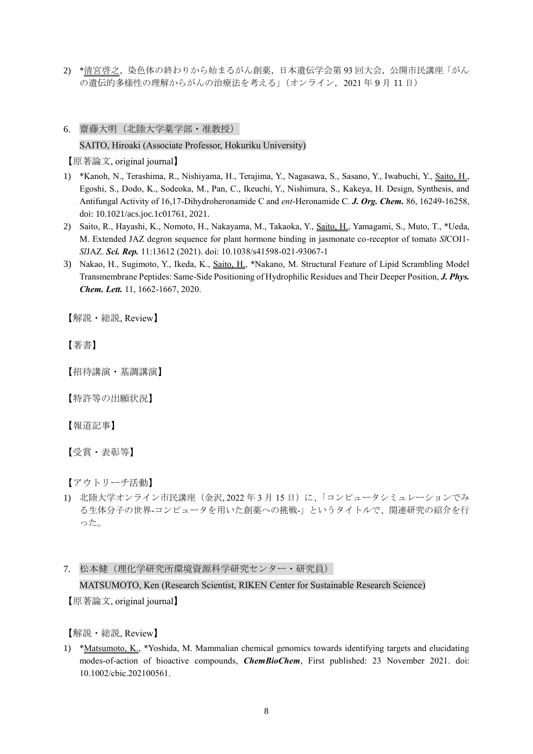2) *清宮啓之，染色体の終わりから始まるがん創薬，日本遺伝学会第 93 回大会，公開市民講座「がんの遺伝的多様性の理解からがんの治療法を考える」（オンライン，2021 年 9 月 11 日）

## 6. 齋藤大明（北陸大学薬学部・准教授）

SAITO, Hiroaki (Associate Professor, Hokuriku University)

【原著論文, original journal】

1) *Kanoh, N., Terashima, R., Nishiyama, H., Terajima, Y., Nagasawa, S., Sasano, Y., Iwabuchi, Y., Saito, H., Egoshi, S., Dodo, K., Sodeoka, M., Pan, C., Ikeuchi, Y., Nishimura, S., Kakeya, H. Design, Synthesis, and Antifungal Activity of 16,17-Dihydroheronamide C and *ent*-Heronamide C. ***J. Org. Chem.*** 86, 16249-16258, doi: 10.1021/acs.joc.1c01761, 2021.
2) Saito, R., Hayashi, K., Nomoto, H., Nakayama, M., Takaoka, Y., Saito, H., Yamagami, S., Muto, T., *Ueda, M. Extended JAZ degron sequence for plant hormone binding in jasmonate co-receptor of tomato *Sl*COI1-*Sl*JAZ. ***Sci. Rep.*** 11:13612 (2021). doi: 10.1038/s41598-021-93067-1
3) Nakao, H., Sugimoto, Y., Ikeda, K., Saito, H., *Nakano, M. Structural Feature of Lipid Scrambling Model Transmembrane Peptides: Same-Side Positioning of Hydrophilic Residues and Their Deeper Position, ***J. Phys. Chem. Lett.*** 11, 1662-1667, 2020.

【解説・総説, Review】

【著書】

【招待講演・基調講演】

【特許等の出願状況】

【報道記事】

【受賞・表彰等】

【アウトリーチ活動】

1) 北陸大学オンライン市民講座（金沢, 2022 年 3 月 15 日）に、「コンピュータシミュレーションでみる生体分子の世界-コンピュータを用いた創薬への挑戦-」というタイトルで、関連研究の紹介を行った。

## 7. 松本健（理化学研究所環境資源科学研究センター・研究員）

MATSUMOTO, Ken (Research Scientist, RIKEN Center for Sustainable Research Science)

【原著論文, original journal】

【解説・総説, Review】

1) *Matsumoto, K., *Yoshida, M. Mammalian chemical genomics towards identifying targets and elucidating modes-of-action of bioactive compounds, ***ChemBioChem***, First published: 23 November 2021. doi: 10.1002/cbic.202100561.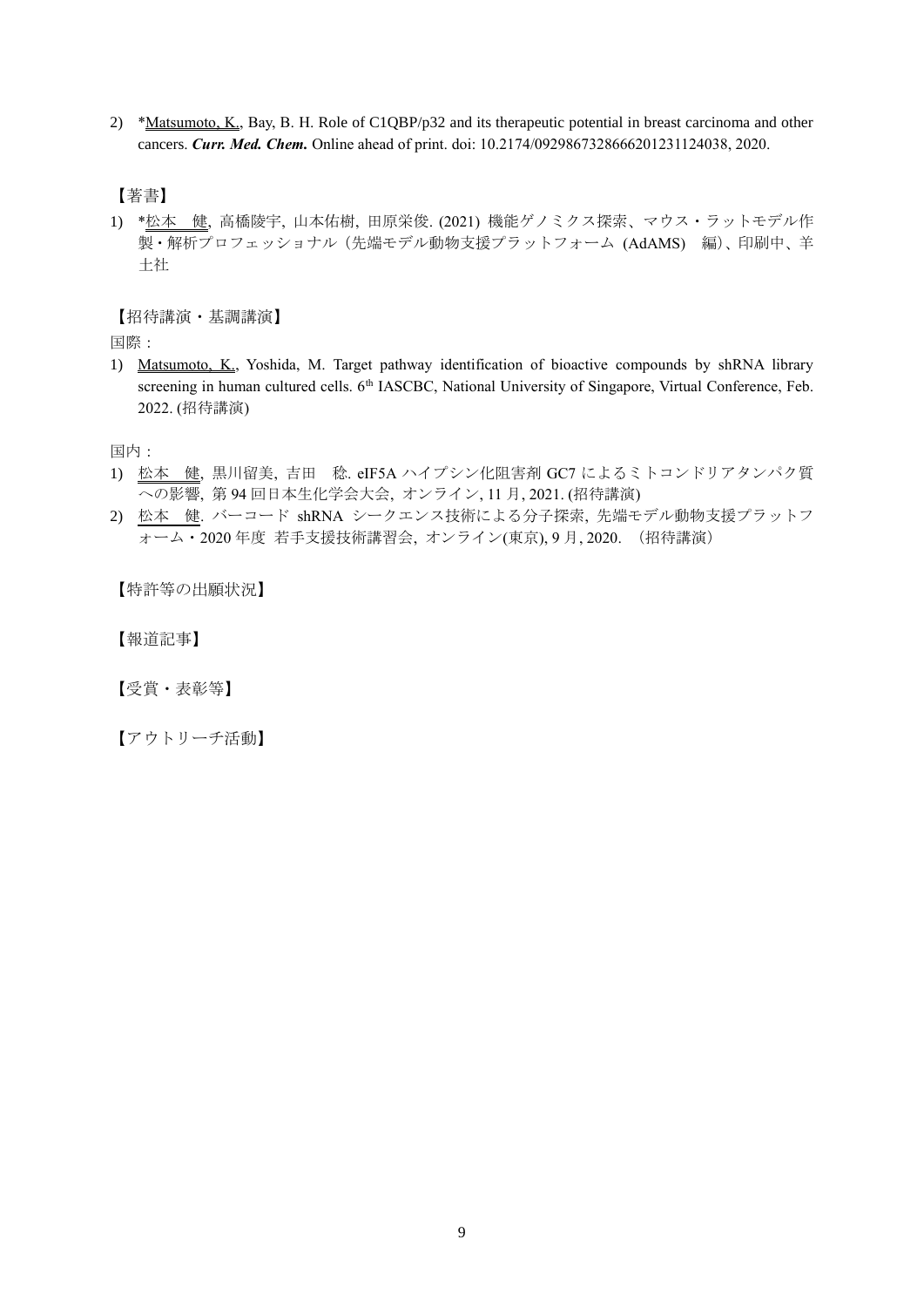2) *Matsumoto, K., Bay, B. H. Role of C1QBP/p32 and its therapeutic potential in breast carcinoma and other cancers. ***Curr. Med. Chem.*** Online ahead of print. doi: 10.2174/0929867328666201231124038, 2020.

【著書】

1) *松本　健, 高橋陵宇, 山本佑樹, 田原栄俊. (2021) 機能ゲノミクス探索、マウス・ラットモデル作製・解析プロフェッショナル（先端モデル動物支援プラットフォーム (AdAMS)　編）、印刷中、羊土社

【招待講演・基調講演】

国際：

1) Matsumoto, K., Yoshida, M. Target pathway identification of bioactive compounds by shRNA library screening in human cultured cells. 6th IASCBC, National University of Singapore, Virtual Conference, Feb. 2022. (招待講演)

国内：

1) 松本　健, 黒川留美, 吉田　稔. eIF5A ハイプシン化阻害剤 GC7 によるミトコンドリアタンパク質への影響, 第 94 回日本生化学会大会, オンライン, 11 月, 2021. (招待講演)
2) 松本　健. バーコード shRNA シークエンス技術による分子探索, 先端モデル動物支援プラットフォーム・2020 年度 若手支援技術講習会, オンライン(東京), 9 月, 2020. （招待講演）

【特許等の出願状況】

【報道記事】

【受賞・表彰等】

【アウトリーチ活動】